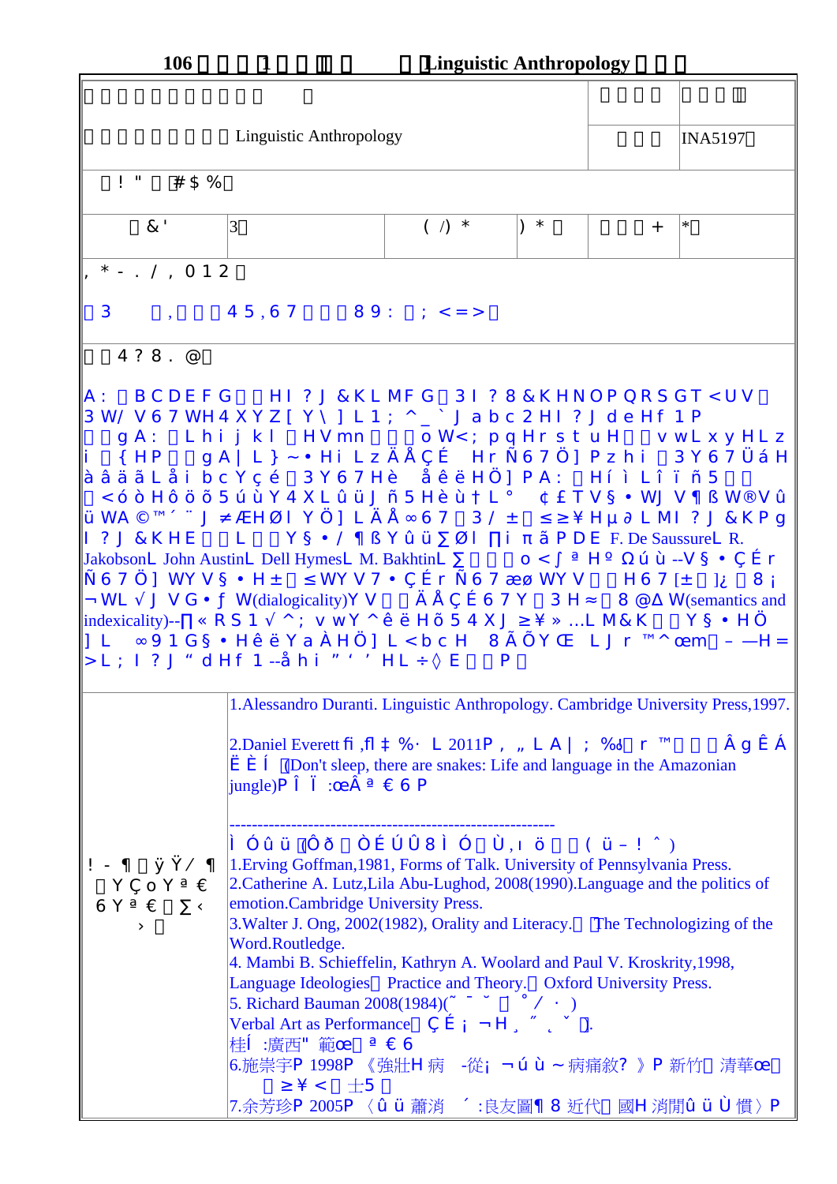# 106 1 Linguistic Anthropology

| | | | | | |
|---|---|---|---|---|---|
| | | | | | |
| Linguistic Anthropology | | | | | INA5197 |
| ! " #$ % | | | | | |
| &' | 3 | ( /) * | ) * | + | * |
| , * - . / , 0 1 2 | | | | | |
| 3 , 4 5 , 6 7 8 9 : ; < = > | | | | | |
| 4 ? 8 . @ | | | | | |
| A : B C D E F G H I ? J & K L M F G 3 I ? 8 & K H N O P Q R S G T < U V 3 W/ V 6 7 WH 4 X Y Z [ Y \ ] L 1 ; ^ _ ` J a b c 2 H I ? J d e H f 1 P g A : L h i j k l H V m n o W< ; p q H r s t u H v w L x y H L z i { H P g A \| L } ~ • H i L z Ä Å Ç É H r Ñ 6 7 Ö] P z h i 3 Y 6 7 Ü á H à â ä ã L å i b c Y ç é 3 Y 6 7 H è å ê ë H Ö] P A : H í ì L î ï ñ 5 < ó ò H ô ö õ 5 ú ù Y 4 X L û ü J ñ 5 H è ù † L ° ¢ £ T V § • WJ V ¶ ß W® V û ü WA ©™´ ¨ J ≠ ÆHØ I Y Ö] L Ä Å ∞ 6 7 3 / ± ≤ ≥ ¥ H µ ∂ L M I ? J & K P g I ? J & K H E L Y § • / ¶ ß Y û ü ∑ Ø I ∏ i π ã P D E F. De Saussure L R. Jakobson L John Austin L Dell Hymes L M. Bakhtin L ∑ o < ∫ ª H º Ω ú ù --V § • Ç É r Ñ 6 7 Ö] WY V § • H ± ≤ WY V 7 • Ç É r Ñ 6 7 æ ø WY V H 6 7 [± ]¿ 8 ¡ ¬ WL √ J V G • ƒ W(dialogicality)Y V Ä Å Ç É 6 7 Y 3 H ≈ 8 @ ∆ W(semantics and indexicality)--∏ « R S 1 √ ^ ; v wY ^ ê ë H õ 5 4 X J ≥ ¥ » …L M & K Y § • H Ö ] L ∞ 9 1 G § • H ê ë Y a À H Ö] L < b c H 8 Ã Õ Y Œ L J r ™^ œm – —H = > L ; I ? J " d H f 1 --å h i " ' ' H L ÷ ◊ E P | | | | | |
| ! - ¶ ÿ Ÿ/ ¶ Y Ç o Y ª € 6 Y ª € ∑ ‹ › | 1.Alessandro Duranti. Linguistic Anthropology. Cambridge University Press,1997.<br><br>2.Daniel Everett fi ,fl ‡ %· L 2011P , „ L A \| ; ‰ r ™ Â g Ê Á Ë È Í (Don't sleep, there are snakes: Life and language in the Amazonian jungle)P Î Ï :œÂ ª € 6 P<br><br>---------------------------------------------------------<br>Ì Óû ü (Ôð ÒÉ ÚÛ 8 Ì Ó Ù , ı ö ( ü – ! ˆ )<br>1.Erving Goffman,1981, Forms of Talk. University of Pennsylvania Press.<br>2.Catherine A. Lutz,Lila Abu-Lughod, 2008(1990).Language and the politics of emotion.Cambridge University Press.<br>3.Walter J. Ong, 2002(1982), Orality and Literacy. The Technologizing of the Word.Routledge.<br>4. Mambi B. Schieffelin, Kathryn A. Woolard and Paul V. Kroskrity,1998, Language Ideologies Practice and Theory. Oxford University Press.<br>5. Richard Bauman 2008(1984)(˜ ¯ ˘ ˚ / · ) Verbal Art as Performance Ç É ¡ ¬ H ¸ ˝ ˛ ˇ ].桂Í :廣西" 範œ ª € 6<br>6.施崇宇P 1998P 《強壯H 病 -從¡ ¬ ú ù ~ 病痛敘? 》P 新竹 清華œ ≥ ¥ < 士5<br>7.余芳珍P 2005P 〈û ü 蕭消 ´ :良友圖¶ 8 近代 國H 消閒û ü Ù 慣〉P | | | | |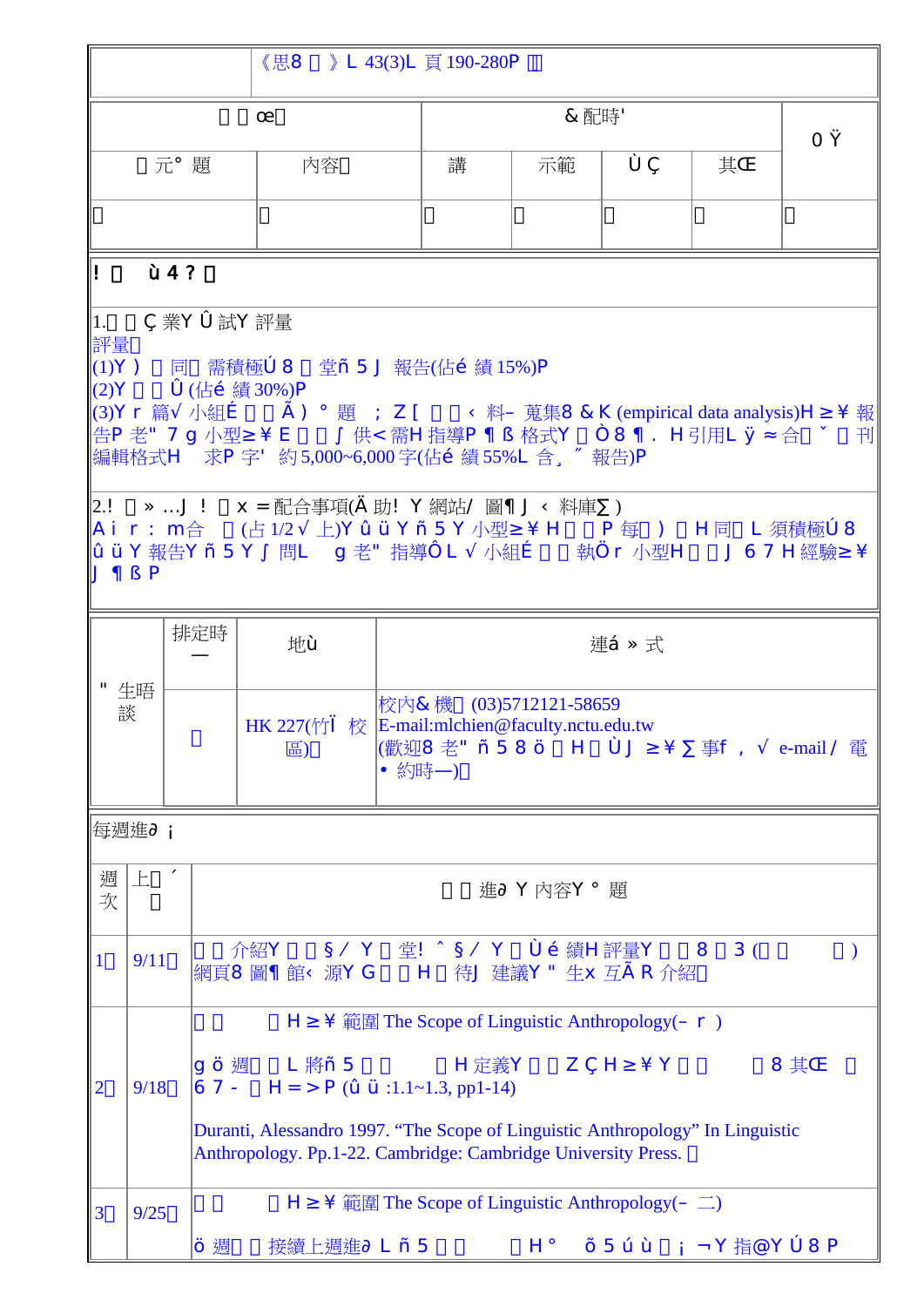| | 《思8 》L 43(3)L 頁 190-280P |
|---|---|

| 　 œ | | & 配時' | | | | 0 Ÿ |
|---|---|---|---|---|---|---|
| 元° 題 | 內容 | 講 | 示範 | Ù Ç | 其Œ | |
| | | | | | | |

| ! ù 4 ? |
|---|
| 1. Ç 業Y Û 試Y 評量<br>評量<br>(1)Y ) 同 需積極Ú 8 堂ñ 5 J 報告(佔é 績 15%)P<br>(2)Y Û (佔é 績 30%)P<br>(3)Y r 篇√ 小組É Ã ) ° 題 ; Z [ ‹ 料– 蒐集8 & K (empirical data analysis)H ≥ ¥ 報告P 老" 7 g 小型≥ ¥ E ∫ 供< 需H 指導P ¶ ß 格式Y Ò 8 ¶ . H 引用L ÿ ≈ 合 ˇ 刊編輯格式H 求P 字' 約 5,000~6,000 字(佔é 績 55%L 含¸ ˝ 報告)P |
| 2.! » …J ! x =配合事項(Ä 助! Y 網站/ 圖¶ J ‹ 料庫∑ )<br>A i r : m合 (占 1/2 √ 上)Y û ü Y ñ 5 Y 小型≥ ¥ H P 每 ) H 同 L 須積極Ú 8 û ü Y 報告Y ñ 5 Y ∫ 問L g 老" 指導Ô L √ 小組É 執Ö r 小型H J 6 7 H 經驗≥ ¥ J ¶ ß P |

| " 生晤談 | 排定時— | 地ù | 連á » 式 |
|---|---|---|---|
| | | HK 227(竹Ì 校區) | 校內& 機 (03)5712121-58659<br>E-mail:mlchien@faculty.nctu.edu.tw<br>(歡迎8 老" ñ 5 8 ö H ÙJ ≥ ¥ ∑ 事f , √ e-mail / 電• 約時—) |

每週進∂ ¡

| 週次 | 上 ´ | 進∂ Y 內容Y ° 題 |
|---|---|---|
| 1 | 9/11 | 介紹Y § / Y 堂! ˆ § / Y Ù é 績H 評量Y 8 3 ( ) 網頁8 圖¶ 館‹ 源Y G H 待J 建議Y " 生x 互Ã R 介紹 |
| 2 | 9/18 | H ≥ ¥ 範圍 The Scope of Linguistic Anthropology(– r )<br><br>g ö 週 L 將ñ 5 H 定義Y Z Ç H ≥ ¥ Y 8 其Œ 6 7 - H = > P (û ü :1.1~1.3, pp1-14)<br><br>Duranti, Alessandro 1997. "The Scope of Linguistic Anthropology" In Linguistic Anthropology. Pp.1-22. Cambridge: Cambridge University Press. |
| 3 | 9/25 | H ≥ ¥ 範圍 The Scope of Linguistic Anthropology(– 二)<br><br>ö 週 接續上週進∂ L ñ 5 H ° õ 5 ú ù ¡ ¬ Y 指@Y Ú 8 P |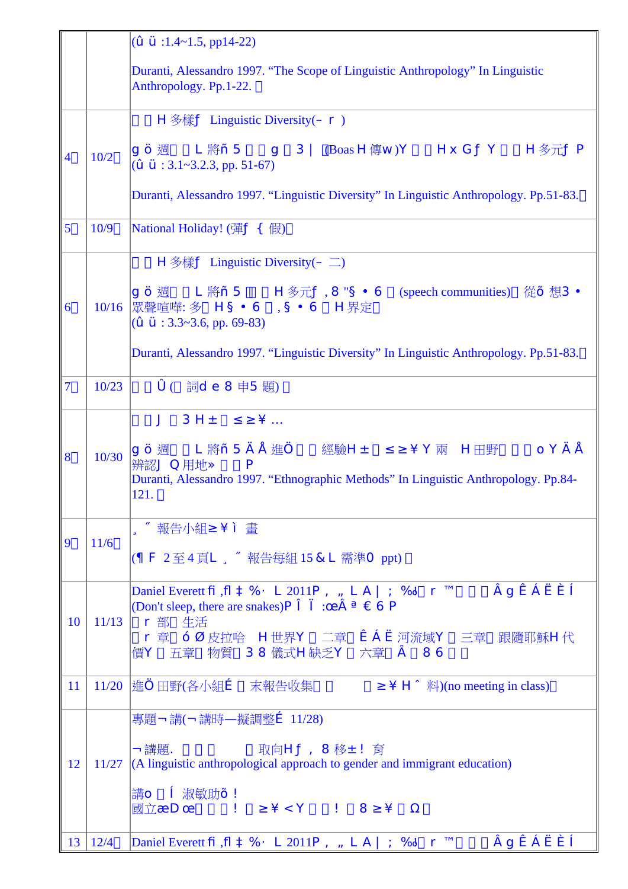|  |  | (û ü :1.4~1.5, pp14-22)<br><br>Duranti, Alessandro 1997. “The Scope of Linguistic Anthropology” In Linguistic Anthropology. Pp.1-22. |
|---|---|---|
| 4 | 10/2 | H 多樣ƒ Linguistic Diversity(– r )<br><br>g ö 週 L 將ñ 5 g 3 \| (Boas H 傳w )Y H x Gƒ Y H 多元ƒ P<br>(û ü : 3.1~3.2.3, pp. 51-67)<br><br>Duranti, Alessandro 1997. “Linguistic Diversity” In Linguistic Anthropology. Pp.51-83. |
| 5 | 10/9 | National Holiday! (彈ƒ { 假) |
| 6 | 10/16 | H 多樣ƒ Linguistic Diversity(– 二)<br><br>g ö 週 L 將ñ 5 H 多元ƒ , 8 "§ • 6 (speech communities) 從õ 想3 • 眾聲喧嘩: 多 H § • 6 , § • 6 H 界定<br>(û ü : 3.3~3.6, pp. 69-83)<br><br>Duranti, Alessandro 1997. “Linguistic Diversity” In Linguistic Anthropology. Pp.51-83. |
| 7 | 10/23 | Û ( 詞d e 8 申5 題) |
| 8 | 10/30 | J 3 H ± ≤ ≥ ¥ …<br><br>g ö 週 L 將ñ 5 Ä Å 進Ö 經驗H ± ≤ ≥ ¥ Y 兩 H 田野 o Y Ä Å 辨認J Q 用地» P<br>Duranti, Alessandro 1997. “Ethnographic Methods” In Linguistic Anthropology. Pp.84-121. |
| 9 | 11/6 | ¸ ˝ 報告小組≥ ¥ ì 畫<br><br>(¶ F 2 至 4 頁L ¸ ˝ 報告每組 15 & L 需準0 ppt) |
| 10 | 11/13 | Daniel Everett ﬁ ,ﬂ ‡ %· L 2011P , „ L A \| ; %‰ r ™ Â g Ê Á Ë È Í<br>(Don't sleep, there are snakes)P Î Ï :œÂ ª € 6 P<br>r 部 生活<br>r 章 ó Ø 皮拉哈 H 世界Y 二章 Ê Á Ë 河流域Y 三章 跟隨耶穌H 代價Y 五章 物質 3 8 儀式H 缺乏Y 六章 Â 8 6 |
| 11 | 11/20 | 進Ö 田野(各小組É 末報告收集 ≥ ¥ H ˆ 料)(no meeting in class) |
| 12 | 11/27 | 專題¬ 講(¬ 講時—擬調整É 11/28)<br><br>¬ 講題. 取向H ƒ , 8 移± ! 育<br>(A linguistic anthropological approach to gender and immigrant education)<br><br>講o Í 淑敏助õ !<br>國立æD œ ! ≥ ¥ < Y ! 8 ≥ ¥ Ω |
| 13 | 12/4 | Daniel Everett ﬁ ,ﬂ ‡ %· L 2011P , „ L A \| ; %‰ r ™ Â g Ê Á Ë È Í |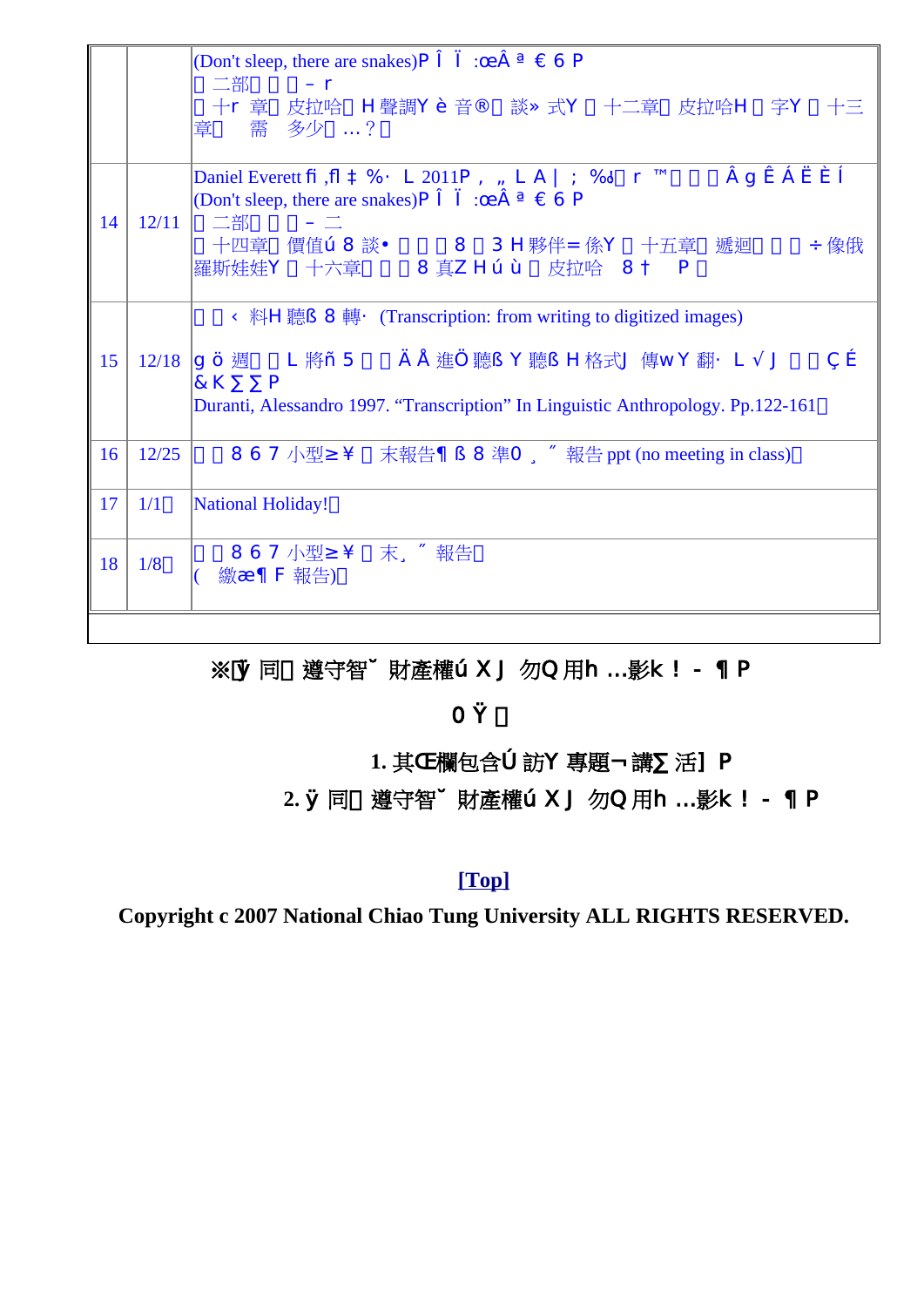| | | |
|---|---|---|
| | | (Don't sleep, there are snakes)P Î Ï :œÂ ª € 6 P<br>二部 – r<br>十r 章 皮拉哈 H 聲調Y è 音® 談» 式Y 十二章 皮拉哈H 字Y 十三章 需 多少 ...? |
| 14 | 12/11 | Daniel Everett ﬁ ,ﬂ ‡ %· L 2011P , „ L A \| ; ‰ r ™ Â g Ê Á Ë È Í (Don't sleep, there are snakes)P Î Ï :œÂ ª € 6 P<br>二部 – 二<br>十四章 價值ú 8 談• 8 3 H 夥伴= 係Y 十五章 遞迴 ÷ 像俄羅斯娃娃Y 十六章 8 真Z H ú ù 皮拉哈 8 † P |
| 15 | 12/18 | ‹ 料H 聽ß 8 轉· (Transcription: from writing to digitized images)<br>g ö 週 L 將ñ 5 Ä Å 進Ö 聽ß Y 聽ß H 格式J 傳w Y 翻· L √ J Ç É & K ∑ ∑ P<br>Duranti, Alessandro 1997. "Transcription" In Linguistic Anthropology. Pp.122-161 |
| 16 | 12/25 | 8 6 7 小型≥ ¥ 末報告¶ ß 8 準0 ¸ ˝ 報告 ppt (no meeting in class) |
| 17 | 1/1 | National Holiday! |
| 18 | 1/8 | 8 6 7 小型≥ ¥ 末¸ ˝ 報告<br>( 繳æ¶ F 報告) |

※ÿ 同 遵守智ˇ 財產權ú X J 勿Q 用h ...影k ! - ¶ P

0 Ÿ

1. 其Œ欄包含Ú 訪Y 專題¬ 講∑ 活] P
2. ÿ 同 遵守智ˇ 財產權ú X J 勿Q 用h ...影k ! - ¶ P

[Top]

**Copyright c 2007 National Chiao Tung University ALL RIGHTS RESERVED.**